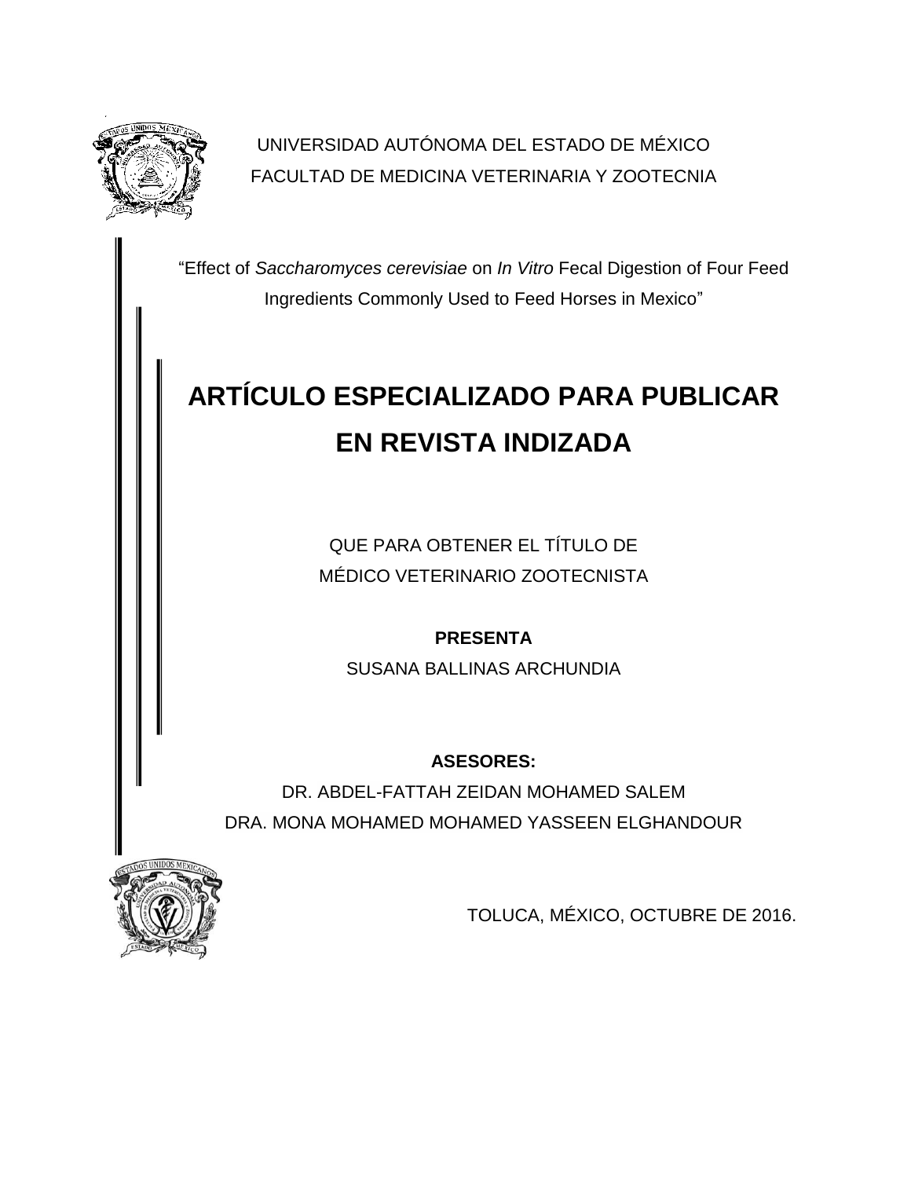UNIVERSIDAD AUTÓNOMA DEL ESTADO DE MÉXICO

FACULTAD DE MEDICINA VETERINARIA Y ZOOTECNIA

"Effect of *Saccharomyces cerevisiae* on *In Vitro* Fecal Digestion of Four Feed Ingredients Commonly Used to Feed Horses in Mexico"

# ARTÍCULO ESPECIALIZADO PARA PUBLICAR EN REVISTA INDIZADA

QUE PARA OBTENER EL TÍTULO DE

MÉDICO VETERINARIO ZOOTECNISTA

**PRESENTA**

SUSANA BALLINAS ARCHUNDIA

**ASESORES:**

DR. ABDEL-FATTAH ZEIDAN MOHAMED SALEM

DRA. MONA MOHAMED MOHAMED YASSEEN ELGHANDOUR

TOLUCA, MÉXICO, OCTUBRE DE 2016.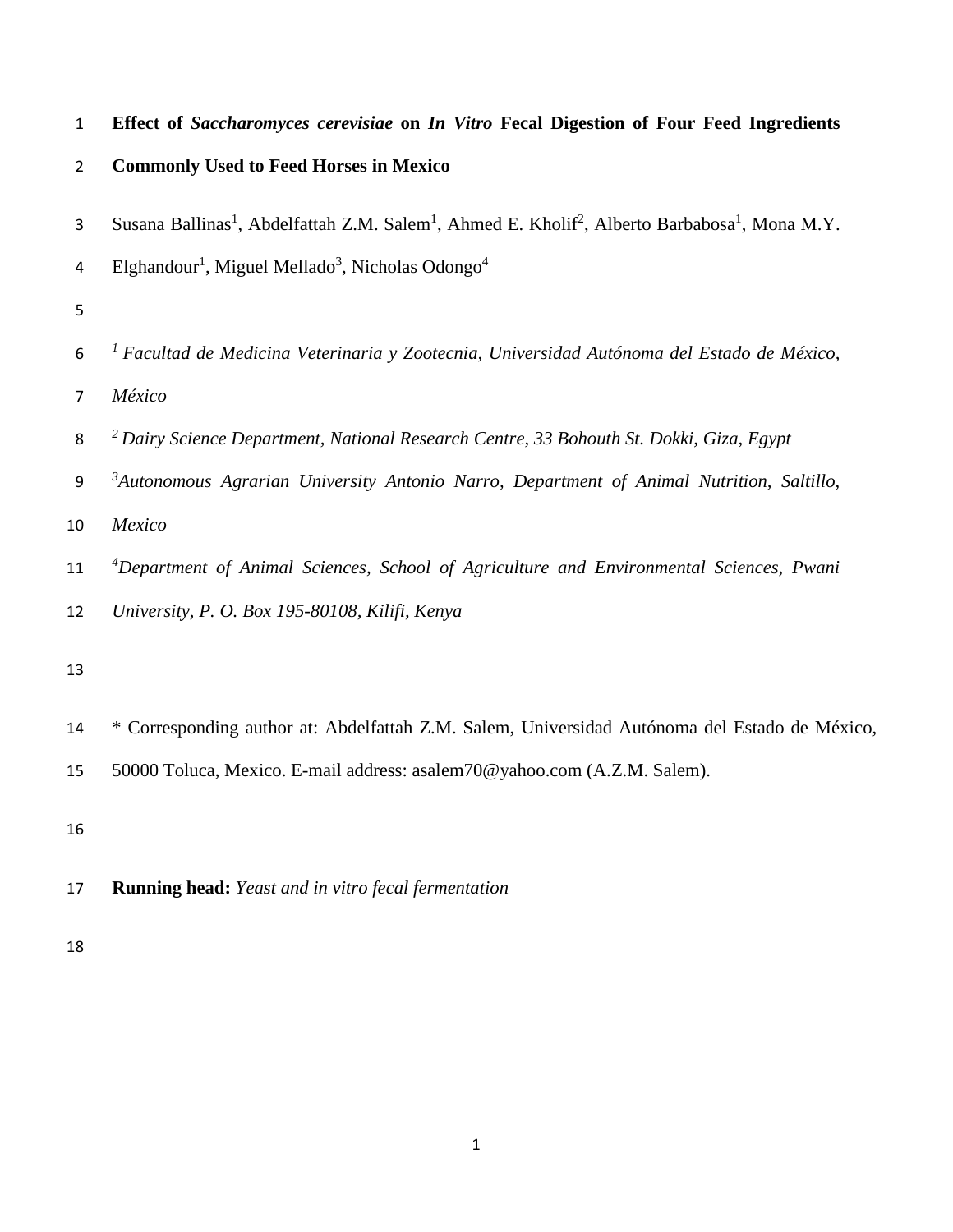# Effect of *Saccharomyces cerevisiae* on *In Vitro* Fecal Digestion of Four Feed Ingredients Commonly Used to Feed Horses in Mexico

Susana Ballinas[1], Abdelfattah Z.M. Salem[1], Ahmed E. Kholif[2], Alberto Barbabosa[1], Mona M.Y. Elghandour[1], Miguel Mellado[3], Nicholas Odongo[4]

*[1] Facultad de Medicina Veterinaria y Zootecnia, Universidad Autónoma del Estado de México, México*

*[2] Dairy Science Department, National Research Centre, 33 Bohouth St. Dokki, Giza, Egypt*

*[3] Autonomous Agrarian University Antonio Narro, Department of Animal Nutrition, Saltillo, Mexico*

*[4] Department of Animal Sciences, School of Agriculture and Environmental Sciences, Pwani University, P. O. Box 195-80108, Kilifi, Kenya*

\* Corresponding author at: Abdelfattah Z.M. Salem, Universidad Autónoma del Estado de México, 50000 Toluca, Mexico. E-mail address: asalem70@yahoo.com (A.Z.M. Salem).

**Running head:** *Yeast and in vitro fecal fermentation*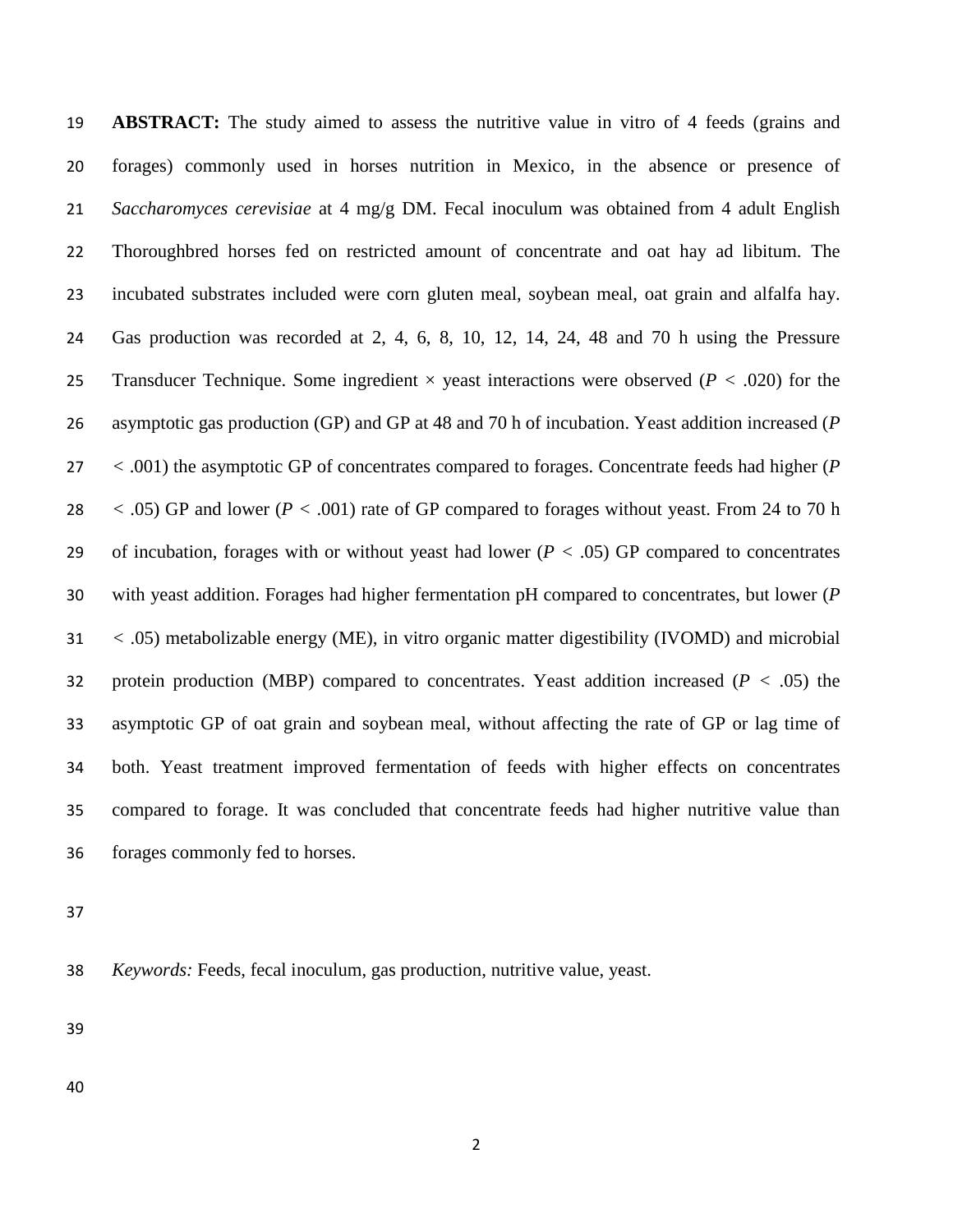**ABSTRACT:** The study aimed to assess the nutritive value in vitro of 4 feeds (grains and forages) commonly used in horses nutrition in Mexico, in the absence or presence of *Saccharomyces cerevisiae* at 4 mg/g DM. Fecal inoculum was obtained from 4 adult English Thoroughbred horses fed on restricted amount of concentrate and oat hay ad libitum. The incubated substrates included were corn gluten meal, soybean meal, oat grain and alfalfa hay. Gas production was recorded at 2, 4, 6, 8, 10, 12, 14, 24, 48 and 70 h using the Pressure Transducer Technique. Some ingredient × yeast interactions were observed ($P < .020$) for the asymptotic gas production (GP) and GP at 48 and 70 h of incubation. Yeast addition increased ($P < .001$) the asymptotic GP of concentrates compared to forages. Concentrate feeds had higher ($P < .05$) GP and lower ($P < .001$) rate of GP compared to forages without yeast. From 24 to 70 h of incubation, forages with or without yeast had lower ($P < .05$) GP compared to concentrates with yeast addition. Forages had higher fermentation pH compared to concentrates, but lower ($P < .05$) metabolizable energy (ME), in vitro organic matter digestibility (IVOMD) and microbial protein production (MBP) compared to concentrates. Yeast addition increased ($P < .05$) the asymptotic GP of oat grain and soybean meal, without affecting the rate of GP or lag time of both. Yeast treatment improved fermentation of feeds with higher effects on concentrates compared to forage. It was concluded that concentrate feeds had higher nutritive value than forages commonly fed to horses.

*Keywords:* Feeds, fecal inoculum, gas production, nutritive value, yeast.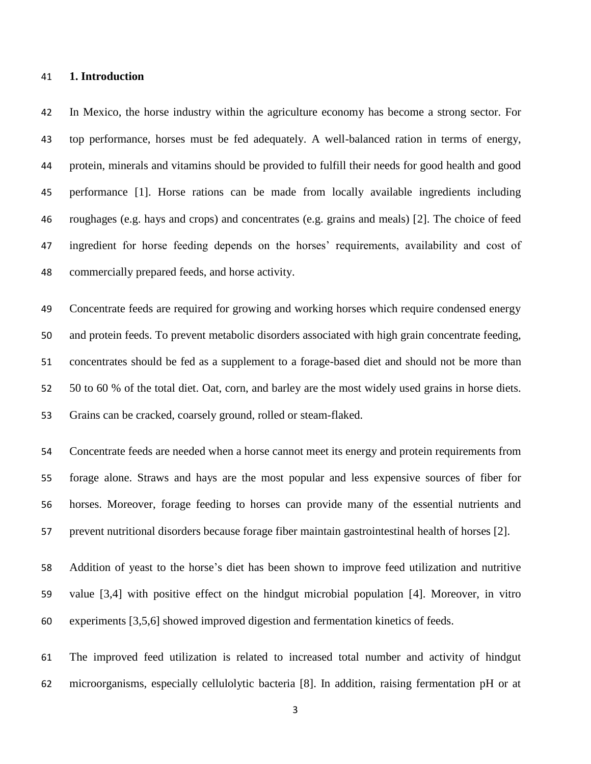## 1. Introduction

In Mexico, the horse industry within the agriculture economy has become a strong sector. For top performance, horses must be fed adequately. A well-balanced ration in terms of energy, protein, minerals and vitamins should be provided to fulfill their needs for good health and good performance [1]. Horse rations can be made from locally available ingredients including roughages (e.g. hays and crops) and concentrates (e.g. grains and meals) [2]. The choice of feed ingredient for horse feeding depends on the horses' requirements, availability and cost of commercially prepared feeds, and horse activity.

Concentrate feeds are required for growing and working horses which require condensed energy and protein feeds. To prevent metabolic disorders associated with high grain concentrate feeding, concentrates should be fed as a supplement to a forage-based diet and should not be more than 50 to 60 % of the total diet. Oat, corn, and barley are the most widely used grains in horse diets. Grains can be cracked, coarsely ground, rolled or steam-flaked.

Concentrate feeds are needed when a horse cannot meet its energy and protein requirements from forage alone. Straws and hays are the most popular and less expensive sources of fiber for horses. Moreover, forage feeding to horses can provide many of the essential nutrients and prevent nutritional disorders because forage fiber maintain gastrointestinal health of horses [2].

Addition of yeast to the horse's diet has been shown to improve feed utilization and nutritive value [3,4] with positive effect on the hindgut microbial population [4]. Moreover, in vitro experiments [3,5,6] showed improved digestion and fermentation kinetics of feeds.

The improved feed utilization is related to increased total number and activity of hindgut microorganisms, especially cellulolytic bacteria [8]. In addition, raising fermentation pH or at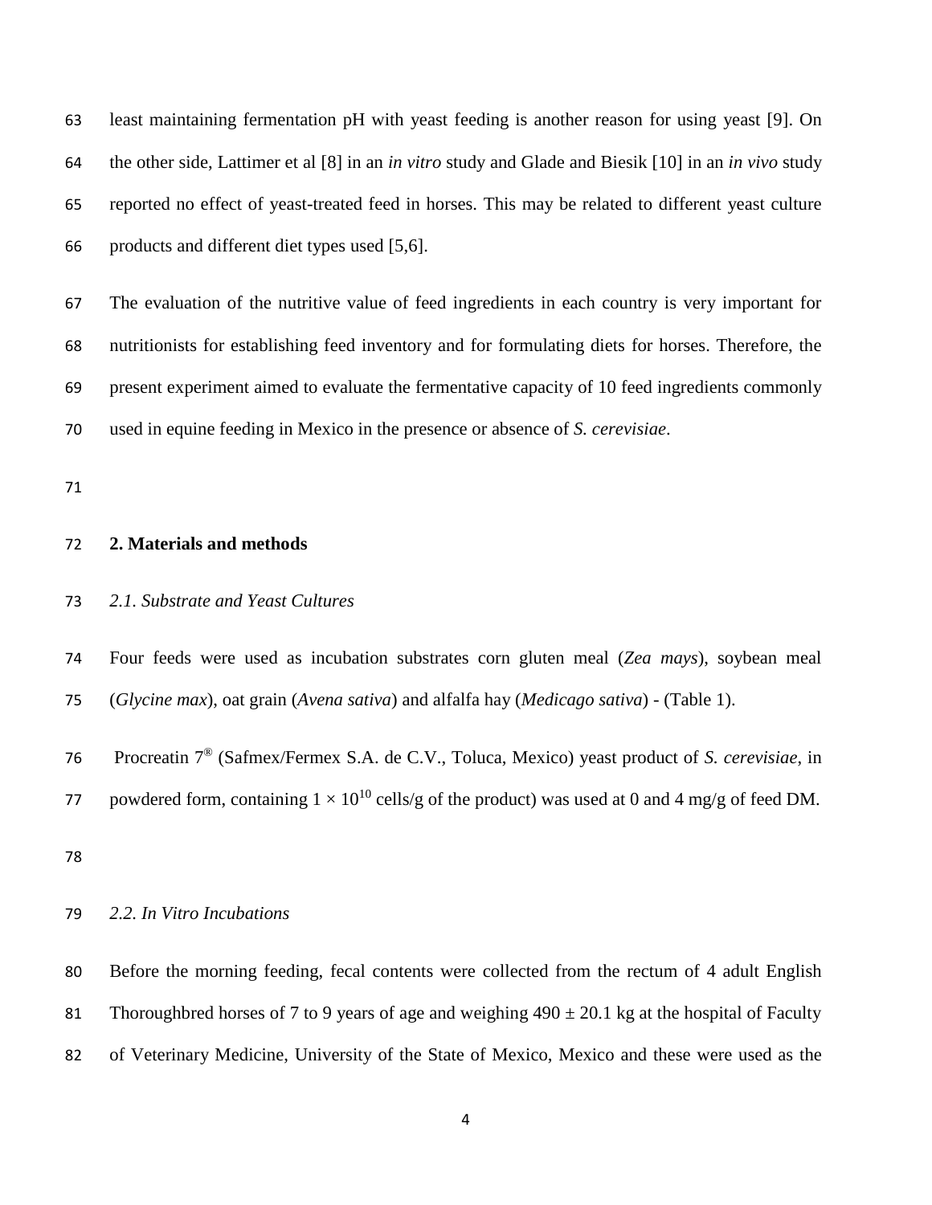least maintaining fermentation pH with yeast feeding is another reason for using yeast [9]. On the other side, Lattimer et al [8] in an *in vitro* study and Glade and Biesik [10] in an *in vivo* study reported no effect of yeast-treated feed in horses. This may be related to different yeast culture products and different diet types used [5,6].

The evaluation of the nutritive value of feed ingredients in each country is very important for nutritionists for establishing feed inventory and for formulating diets for horses. Therefore, the present experiment aimed to evaluate the fermentative capacity of 10 feed ingredients commonly used in equine feeding in Mexico in the presence or absence of *S. cerevisiae*.

## 2. Materials and methods

### *2.1. Substrate and Yeast Cultures*

Four feeds were used as incubation substrates corn gluten meal (*Zea mays*), soybean meal (*Glycine max*), oat grain (*Avena sativa*) and alfalfa hay (*Medicago sativa*) - (Table 1).

Procreatin 7® (Safmex/Fermex S.A. de C.V., Toluca, Mexico) yeast product of *S. cerevisiae*, in powdered form, containing $1 \times 10^{10}$ cells/g of the product) was used at 0 and 4 mg/g of feed DM.

### *2.2. In Vitro Incubations*

Before the morning feeding, fecal contents were collected from the rectum of 4 adult English Thoroughbred horses of 7 to 9 years of age and weighing $490 \pm 20.1$ kg at the hospital of Faculty of Veterinary Medicine, University of the State of Mexico, Mexico and these were used as the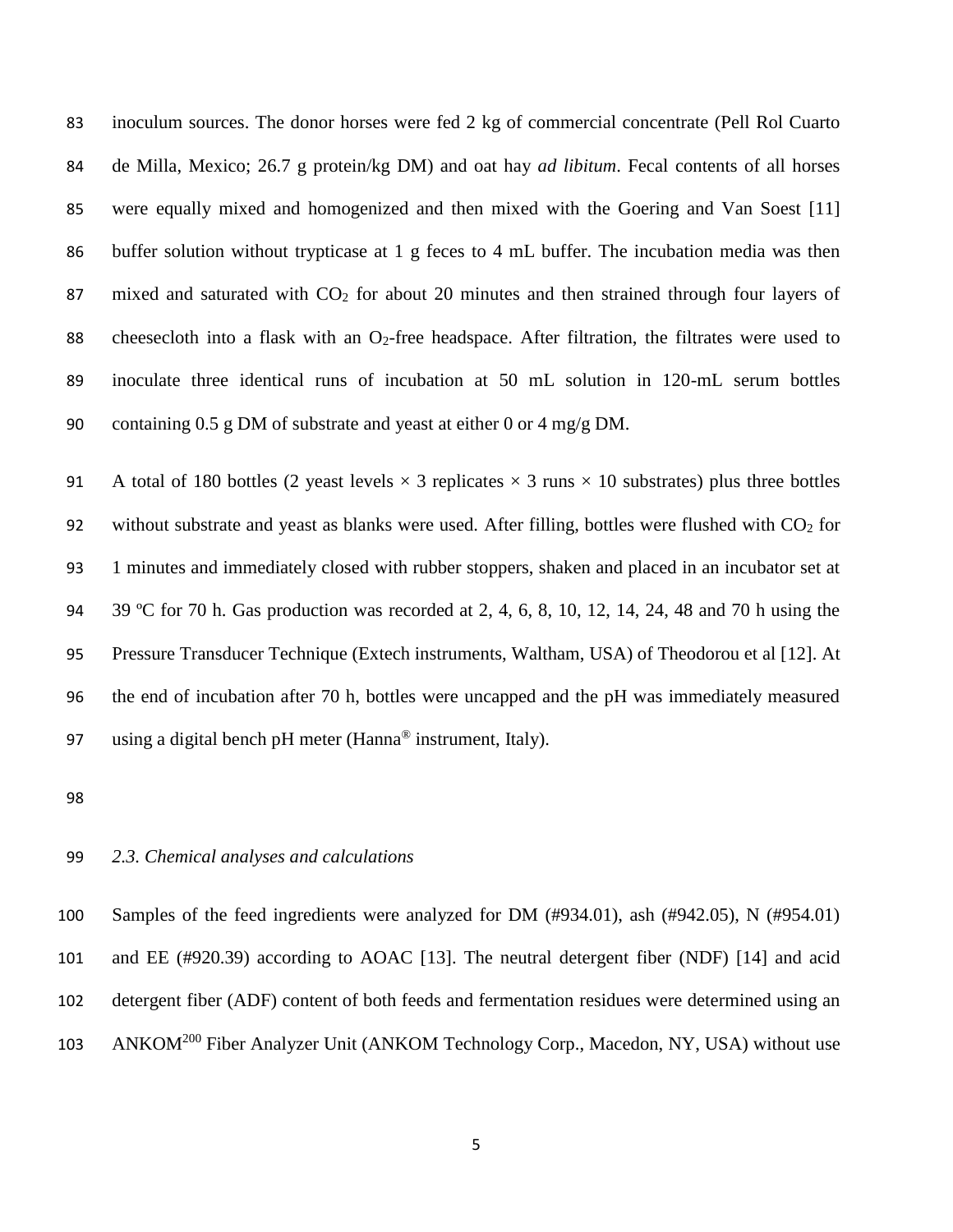inoculum sources. The donor horses were fed 2 kg of commercial concentrate (Pell Rol Cuarto de Milla, Mexico; 26.7 g protein/kg DM) and oat hay *ad libitum*. Fecal contents of all horses were equally mixed and homogenized and then mixed with the Goering and Van Soest [11] buffer solution without trypticase at 1 g feces to 4 mL buffer. The incubation media was then mixed and saturated with $CO_2$ for about 20 minutes and then strained through four layers of cheesecloth into a flask with an $O_2$-free headspace. After filtration, the filtrates were used to inoculate three identical runs of incubation at 50 mL solution in 120-mL serum bottles containing 0.5 g DM of substrate and yeast at either 0 or 4 mg/g DM.

A total of 180 bottles (2 yeast levels × 3 replicates × 3 runs × 10 substrates) plus three bottles without substrate and yeast as blanks were used. After filling, bottles were flushed with $CO_2$ for 1 minutes and immediately closed with rubber stoppers, shaken and placed in an incubator set at 39 ºC for 70 h. Gas production was recorded at 2, 4, 6, 8, 10, 12, 14, 24, 48 and 70 h using the Pressure Transducer Technique (Extech instruments, Waltham, USA) of Theodorou et al [12]. At the end of incubation after 70 h, bottles were uncapped and the pH was immediately measured using a digital bench pH meter (Hanna® instrument, Italy).

### *2.3. Chemical analyses and calculations*

Samples of the feed ingredients were analyzed for DM (#934.01), ash (#942.05), N (#954.01) and EE (#920.39) according to AOAC [13]. The neutral detergent fiber (NDF) [14] and acid detergent fiber (ADF) content of both feeds and fermentation residues were determined using an ANKOM[200] Fiber Analyzer Unit (ANKOM Technology Corp., Macedon, NY, USA) without use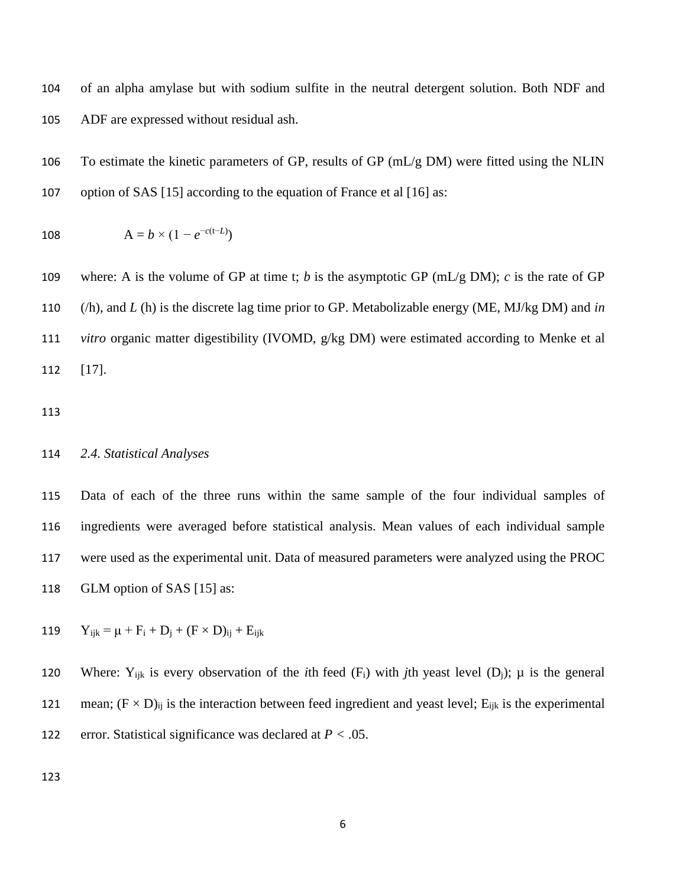of an alpha amylase but with sodium sulfite in the neutral detergent solution. Both NDF and ADF are expressed without residual ash.

To estimate the kinetic parameters of GP, results of GP (mL/g DM) were fitted using the NLIN option of SAS [15] according to the equation of France et al [16] as:

$$A = b \times (1 - e^{-c(t-L)})$$

where: A is the volume of GP at time t; *b* is the asymptotic GP (mL/g DM); *c* is the rate of GP (/h), and *L* (h) is the discrete lag time prior to GP. Metabolizable energy (ME, MJ/kg DM) and *in vitro* organic matter digestibility (IVOMD, g/kg DM) were estimated according to Menke et al [17].

### *2.4. Statistical Analyses*

Data of each of the three runs within the same sample of the four individual samples of ingredients were averaged before statistical analysis. Mean values of each individual sample were used as the experimental unit. Data of measured parameters were analyzed using the PROC GLM option of SAS [15] as:

$$Y_{ijk} = \mu + F_i + D_j + (F \times D)_{ij} + E_{ijk}$$

Where: $Y_{ijk}$ is every observation of the *i*th feed ($F_i$) with *j*th yeast level ($D_j$); μ is the general mean; $(F \times D)_{ij}$ is the interaction between feed ingredient and yeast level; $E_{ijk}$ is the experimental error. Statistical significance was declared at $P < .05$.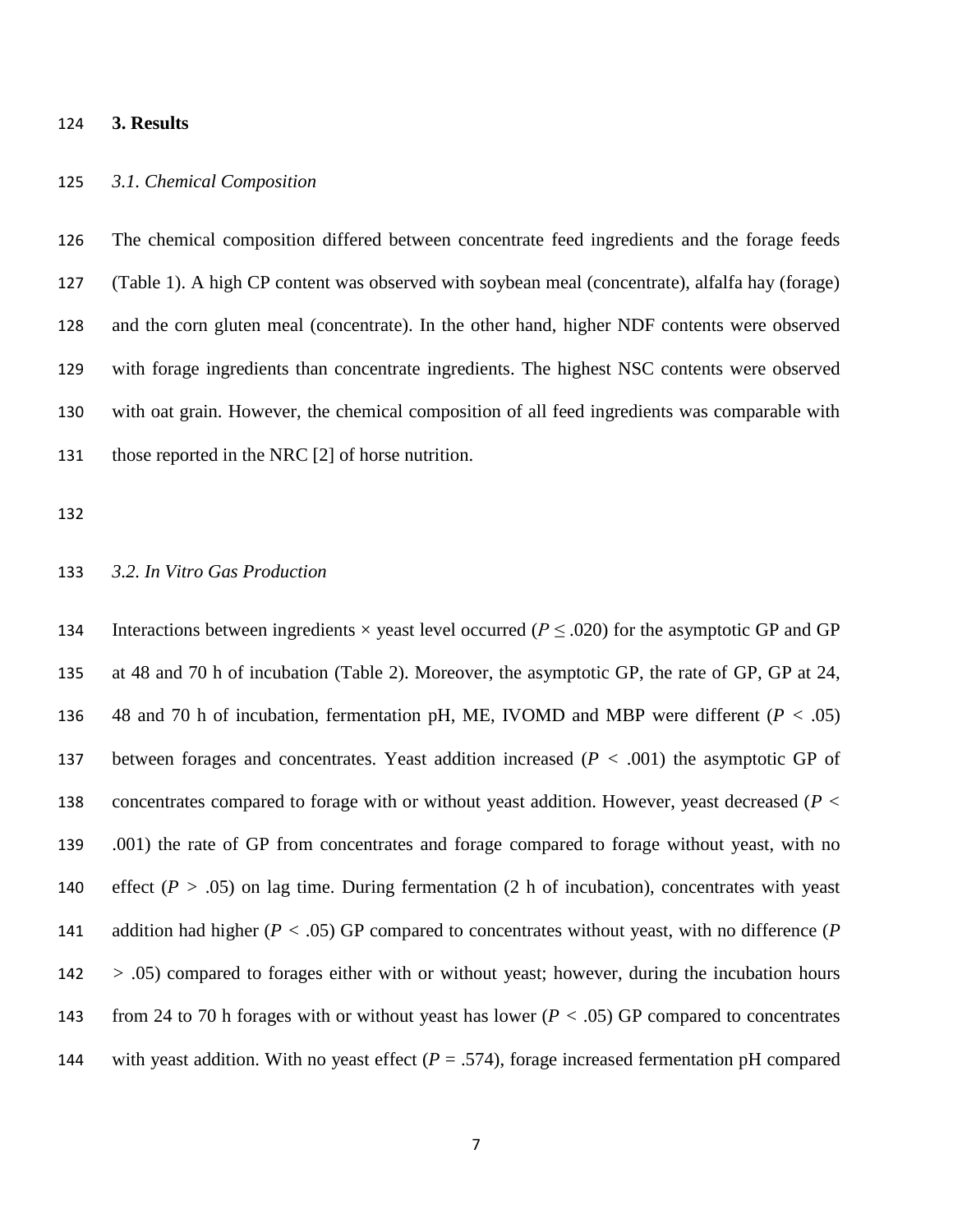## 3. Results

### *3.1. Chemical Composition*

The chemical composition differed between concentrate feed ingredients and the forage feeds (Table 1). A high CP content was observed with soybean meal (concentrate), alfalfa hay (forage) and the corn gluten meal (concentrate). In the other hand, higher NDF contents were observed with forage ingredients than concentrate ingredients. The highest NSC contents were observed with oat grain. However, the chemical composition of all feed ingredients was comparable with those reported in the NRC [2] of horse nutrition.

### *3.2. In Vitro Gas Production*

Interactions between ingredients × yeast level occurred ($P \leq .020$) for the asymptotic GP and GP at 48 and 70 h of incubation (Table 2). Moreover, the asymptotic GP, the rate of GP, GP at 24, 48 and 70 h of incubation, fermentation pH, ME, IVOMD and MBP were different ($P < .05$) between forages and concentrates. Yeast addition increased ($P < .001$) the asymptotic GP of concentrates compared to forage with or without yeast addition. However, yeast decreased ($P < .001$) the rate of GP from concentrates and forage compared to forage without yeast, with no effect ($P > .05$) on lag time. During fermentation (2 h of incubation), concentrates with yeast addition had higher ($P < .05$) GP compared to concentrates without yeast, with no difference ($P > .05$) compared to forages either with or without yeast; however, during the incubation hours from 24 to 70 h forages with or without yeast has lower ($P < .05$) GP compared to concentrates with yeast addition. With no yeast effect ($P = .574$), forage increased fermentation pH compared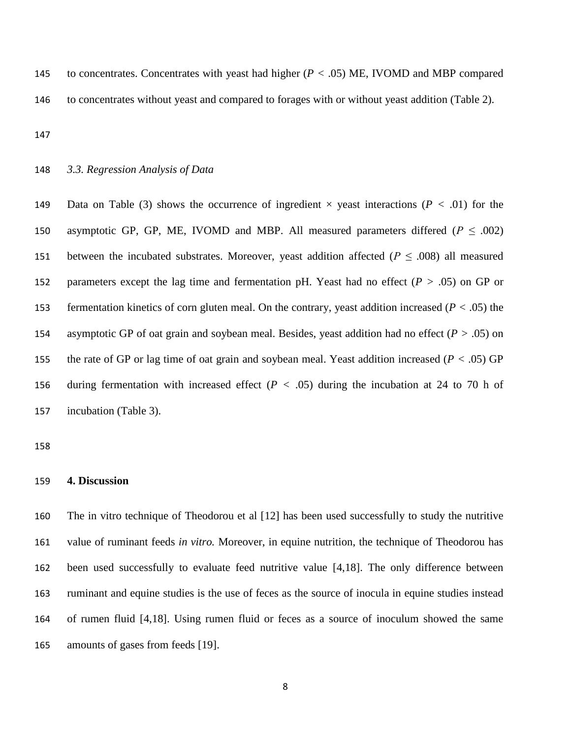to concentrates. Concentrates with yeast had higher ($P < .05$) ME, IVOMD and MBP compared to concentrates without yeast and compared to forages with or without yeast addition (Table 2).

### *3.3. Regression Analysis of Data*

Data on Table (3) shows the occurrence of ingredient × yeast interactions ($P < .01$) for the asymptotic GP, GP, ME, IVOMD and MBP. All measured parameters differed ($P \leq .002$) between the incubated substrates. Moreover, yeast addition affected ($P \leq .008$) all measured parameters except the lag time and fermentation pH. Yeast had no effect ($P > .05$) on GP or fermentation kinetics of corn gluten meal. On the contrary, yeast addition increased ($P < .05$) the asymptotic GP of oat grain and soybean meal. Besides, yeast addition had no effect ($P > .05$) on the rate of GP or lag time of oat grain and soybean meal. Yeast addition increased ($P < .05$) GP during fermentation with increased effect ($P < .05$) during the incubation at 24 to 70 h of incubation (Table 3).

## **4. Discussion**

The in vitro technique of Theodorou et al [12] has been used successfully to study the nutritive value of ruminant feeds *in vitro.* Moreover, in equine nutrition, the technique of Theodorou has been used successfully to evaluate feed nutritive value [4,18]. The only difference between ruminant and equine studies is the use of feces as the source of inocula in equine studies instead of rumen fluid [4,18]. Using rumen fluid or feces as a source of inoculum showed the same amounts of gases from feeds [19].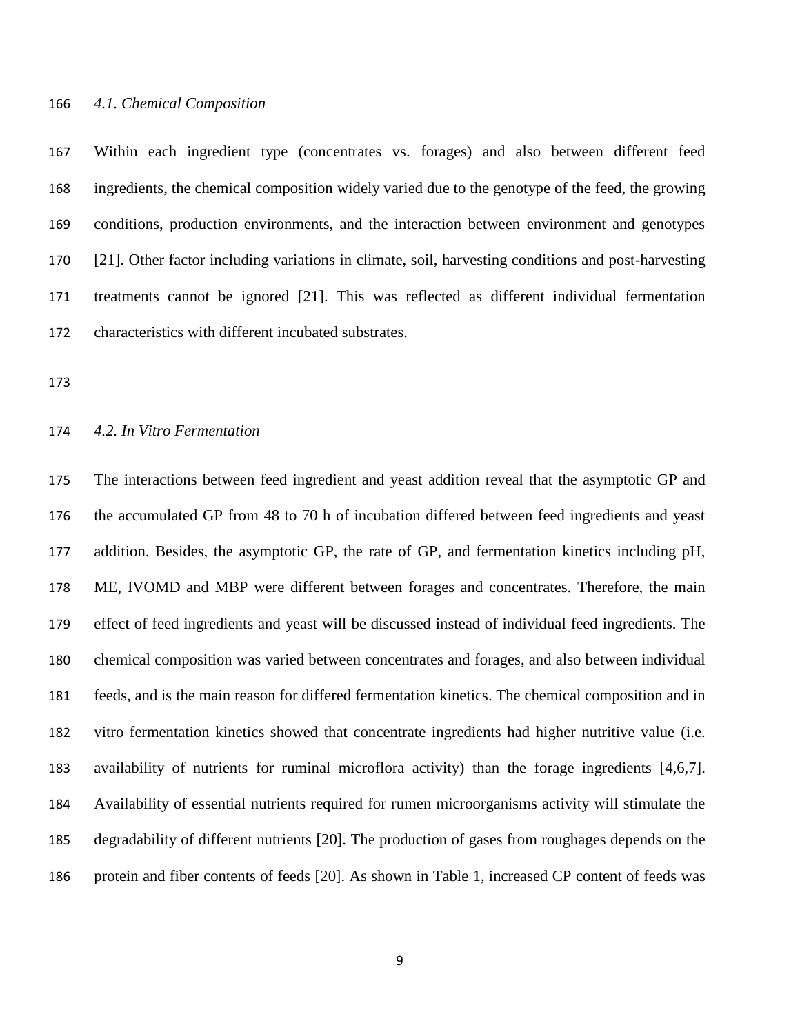### *4.1. Chemical Composition*

Within each ingredient type (concentrates vs. forages) and also between different feed ingredients, the chemical composition widely varied due to the genotype of the feed, the growing conditions, production environments, and the interaction between environment and genotypes [21]. Other factor including variations in climate, soil, harvesting conditions and post-harvesting treatments cannot be ignored [21]. This was reflected as different individual fermentation characteristics with different incubated substrates.

### *4.2. In Vitro Fermentation*

The interactions between feed ingredient and yeast addition reveal that the asymptotic GP and the accumulated GP from 48 to 70 h of incubation differed between feed ingredients and yeast addition. Besides, the asymptotic GP, the rate of GP, and fermentation kinetics including pH, ME, IVOMD and MBP were different between forages and concentrates. Therefore, the main effect of feed ingredients and yeast will be discussed instead of individual feed ingredients. The chemical composition was varied between concentrates and forages, and also between individual feeds, and is the main reason for differed fermentation kinetics. The chemical composition and in vitro fermentation kinetics showed that concentrate ingredients had higher nutritive value (i.e. availability of nutrients for ruminal microflora activity) than the forage ingredients [4,6,7]. Availability of essential nutrients required for rumen microorganisms activity will stimulate the degradability of different nutrients [20]. The production of gases from roughages depends on the protein and fiber contents of feeds [20]. As shown in Table 1, increased CP content of feeds was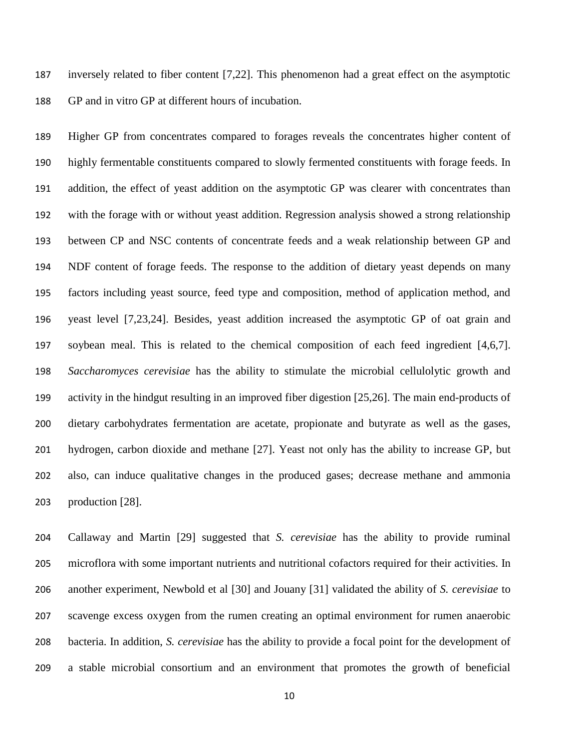inversely related to fiber content [7,22]. This phenomenon had a great effect on the asymptotic GP and in vitro GP at different hours of incubation.

Higher GP from concentrates compared to forages reveals the concentrates higher content of highly fermentable constituents compared to slowly fermented constituents with forage feeds. In addition, the effect of yeast addition on the asymptotic GP was clearer with concentrates than with the forage with or without yeast addition. Regression analysis showed a strong relationship between CP and NSC contents of concentrate feeds and a weak relationship between GP and NDF content of forage feeds. The response to the addition of dietary yeast depends on many factors including yeast source, feed type and composition, method of application method, and yeast level [7,23,24]. Besides, yeast addition increased the asymptotic GP of oat grain and soybean meal. This is related to the chemical composition of each feed ingredient [4,6,7]. *Saccharomyces cerevisiae* has the ability to stimulate the microbial cellulolytic growth and activity in the hindgut resulting in an improved fiber digestion [25,26]. The main end-products of dietary carbohydrates fermentation are acetate, propionate and butyrate as well as the gases, hydrogen, carbon dioxide and methane [27]. Yeast not only has the ability to increase GP, but also, can induce qualitative changes in the produced gases; decrease methane and ammonia production [28].

Callaway and Martin [29] suggested that *S. cerevisiae* has the ability to provide ruminal microflora with some important nutrients and nutritional cofactors required for their activities. In another experiment, Newbold et al [30] and Jouany [31] validated the ability of *S. cerevisiae* to scavenge excess oxygen from the rumen creating an optimal environment for rumen anaerobic bacteria. In addition, *S. cerevisiae* has the ability to provide a focal point for the development of a stable microbial consortium and an environment that promotes the growth of beneficial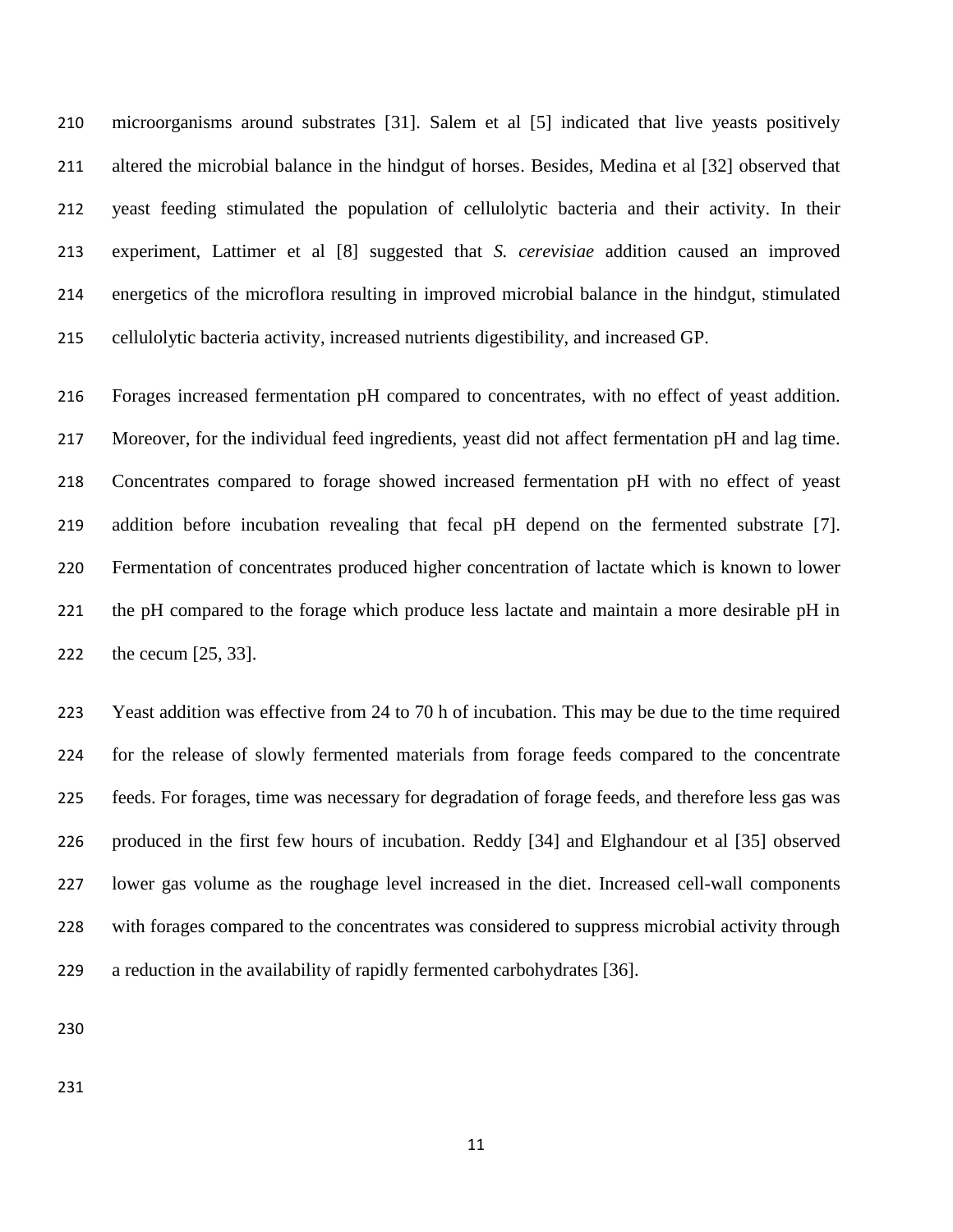microorganisms around substrates [31]. Salem et al [5] indicated that live yeasts positively altered the microbial balance in the hindgut of horses. Besides, Medina et al [32] observed that yeast feeding stimulated the population of cellulolytic bacteria and their activity. In their experiment, Lattimer et al [8] suggested that *S. cerevisiae* addition caused an improved energetics of the microflora resulting in improved microbial balance in the hindgut, stimulated cellulolytic bacteria activity, increased nutrients digestibility, and increased GP.

Forages increased fermentation pH compared to concentrates, with no effect of yeast addition. Moreover, for the individual feed ingredients, yeast did not affect fermentation pH and lag time. Concentrates compared to forage showed increased fermentation pH with no effect of yeast addition before incubation revealing that fecal pH depend on the fermented substrate [7]. Fermentation of concentrates produced higher concentration of lactate which is known to lower the pH compared to the forage which produce less lactate and maintain a more desirable pH in the cecum [25, 33].

Yeast addition was effective from 24 to 70 h of incubation. This may be due to the time required for the release of slowly fermented materials from forage feeds compared to the concentrate feeds. For forages, time was necessary for degradation of forage feeds, and therefore less gas was produced in the first few hours of incubation. Reddy [34] and Elghandour et al [35] observed lower gas volume as the roughage level increased in the diet. Increased cell-wall components with forages compared to the concentrates was considered to suppress microbial activity through a reduction in the availability of rapidly fermented carbohydrates [36].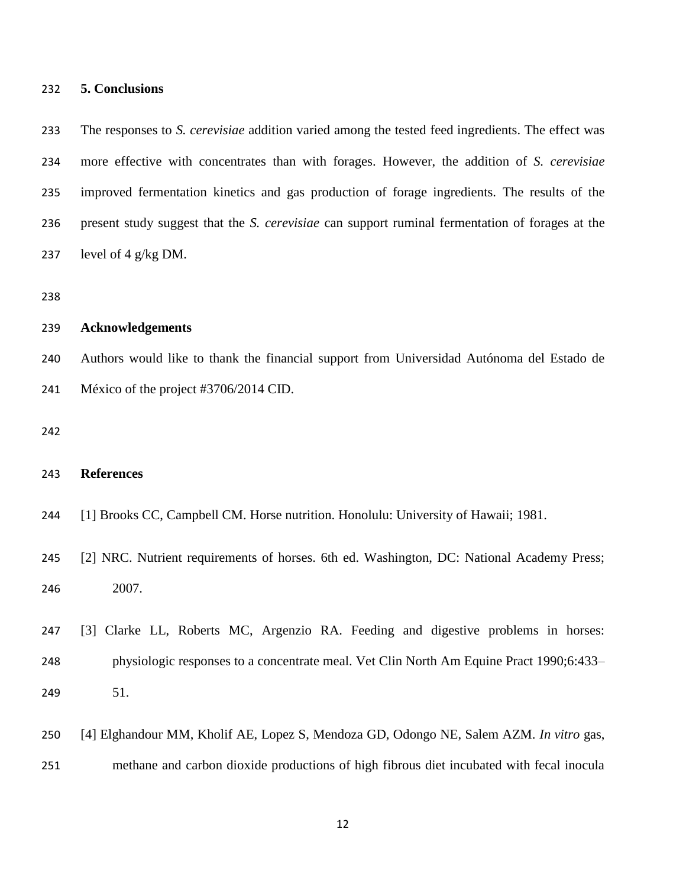## 5. Conclusions

The responses to *S. cerevisiae* addition varied among the tested feed ingredients. The effect was more effective with concentrates than with forages. However, the addition of *S. cerevisiae* improved fermentation kinetics and gas production of forage ingredients. The results of the present study suggest that the *S. cerevisiae* can support ruminal fermentation of forages at the level of 4 g/kg DM.

## Acknowledgements

Authors would like to thank the financial support from Universidad Autónoma del Estado de México of the project #3706/2014 CID.

## References

[1] Brooks CC, Campbell CM. Horse nutrition. Honolulu: University of Hawaii; 1981.

[2] NRC. Nutrient requirements of horses. 6th ed. Washington, DC: National Academy Press; 2007.

[3] Clarke LL, Roberts MC, Argenzio RA. Feeding and digestive problems in horses: physiologic responses to a concentrate meal. Vet Clin North Am Equine Pract 1990;6:433–51.

[4] Elghandour MM, Kholif AE, Lopez S, Mendoza GD, Odongo NE, Salem AZM. *In vitro* gas, methane and carbon dioxide productions of high fibrous diet incubated with fecal inocula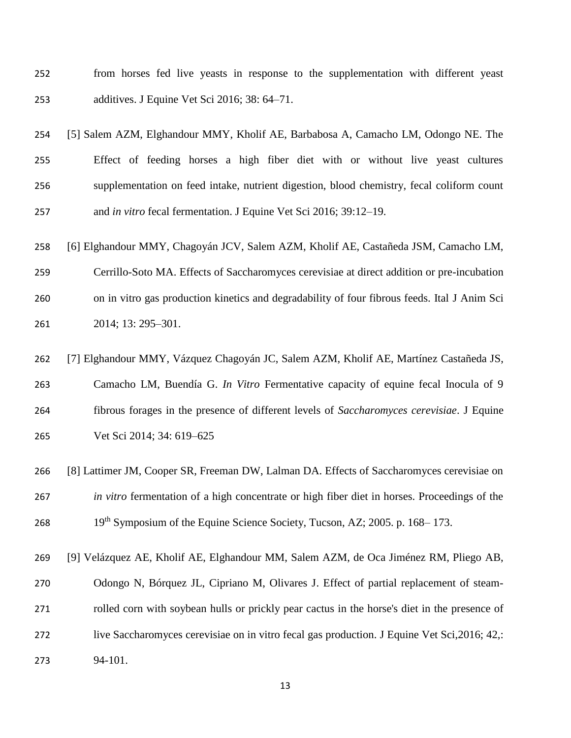from horses fed live yeasts in response to the supplementation with different yeast additives. J Equine Vet Sci 2016; 38: 64–71.

[5] Salem AZM, Elghandour MMY, Kholif AE, Barbabosa A, Camacho LM, Odongo NE. The Effect of feeding horses a high fiber diet with or without live yeast cultures supplementation on feed intake, nutrient digestion, blood chemistry, fecal coliform count and *in vitro* fecal fermentation. J Equine Vet Sci 2016; 39:12–19.

[6] Elghandour MMY, Chagoyán JCV, Salem AZM, Kholif AE, Castañeda JSM, Camacho LM, Cerrillo-Soto MA. Effects of Saccharomyces cerevisiae at direct addition or pre-incubation on in vitro gas production kinetics and degradability of four fibrous feeds. Ital J Anim Sci 2014; 13: 295–301.

[7] Elghandour MMY, Vázquez Chagoyán JC, Salem AZM, Kholif AE, Martínez Castañeda JS, Camacho LM, Buendía G. *In Vitro* Fermentative capacity of equine fecal Inocula of 9 fibrous forages in the presence of different levels of *Saccharomyces cerevisiae*. J Equine Vet Sci 2014; 34: 619–625

[8] Lattimer JM, Cooper SR, Freeman DW, Lalman DA. Effects of Saccharomyces cerevisiae on *in vitro* fermentation of a high concentrate or high fiber diet in horses. Proceedings of the 19th Symposium of the Equine Science Society, Tucson, AZ; 2005. p. 168– 173.

[9] Velázquez AE, Kholif AE, Elghandour MM, Salem AZM, de Oca Jiménez RM, Pliego AB, Odongo N, Bórquez JL, Cipriano M, Olivares J. Effect of partial replacement of steam-rolled corn with soybean hulls or prickly pear cactus in the horse's diet in the presence of live Saccharomyces cerevisiae on in vitro fecal gas production. J Equine Vet Sci,2016; 42,: 94-101.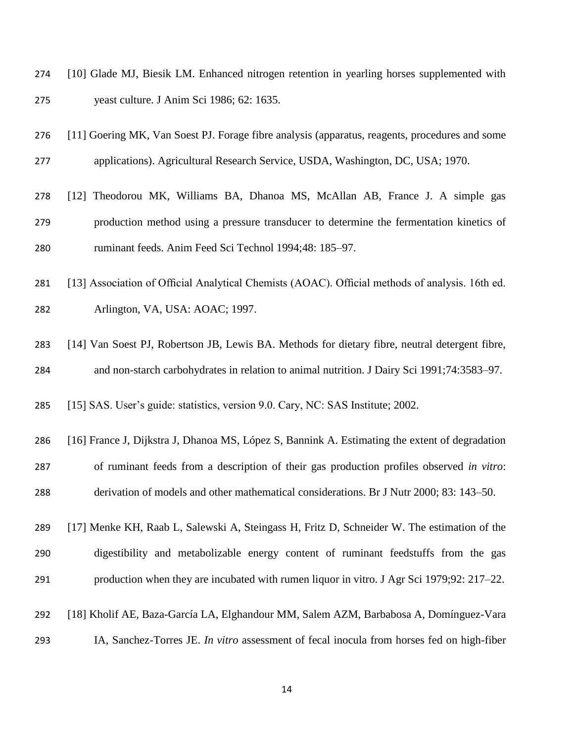[10] Glade MJ, Biesik LM. Enhanced nitrogen retention in yearling horses supplemented with yeast culture. J Anim Sci 1986; 62: 1635.

[11] Goering MK, Van Soest PJ. Forage fibre analysis (apparatus, reagents, procedures and some applications). Agricultural Research Service, USDA, Washington, DC, USA; 1970.

[12] Theodorou MK, Williams BA, Dhanoa MS, McAllan AB, France J. A simple gas production method using a pressure transducer to determine the fermentation kinetics of ruminant feeds. Anim Feed Sci Technol 1994;48: 185–97.

[13] Association of Official Analytical Chemists (AOAC). Official methods of analysis. 16th ed. Arlington, VA, USA: AOAC; 1997.

[14] Van Soest PJ, Robertson JB, Lewis BA. Methods for dietary fibre, neutral detergent fibre, and non-starch carbohydrates in relation to animal nutrition. J Dairy Sci 1991;74:3583–97.

[15] SAS. User's guide: statistics, version 9.0. Cary, NC: SAS Institute; 2002.

[16] France J, Dijkstra J, Dhanoa MS, López S, Bannink A. Estimating the extent of degradation of ruminant feeds from a description of their gas production profiles observed *in vitro*: derivation of models and other mathematical considerations. Br J Nutr 2000; 83: 143–50.

[17] Menke KH, Raab L, Salewski A, Steingass H, Fritz D, Schneider W. The estimation of the digestibility and metabolizable energy content of ruminant feedstuffs from the gas production when they are incubated with rumen liquor in vitro. J Agr Sci 1979;92: 217–22.

[18] Kholif AE, Baza-García LA, Elghandour MM, Salem AZM, Barbabosa A, Domínguez-Vara IA, Sanchez-Torres JE. *In vitro* assessment of fecal inocula from horses fed on high-fiber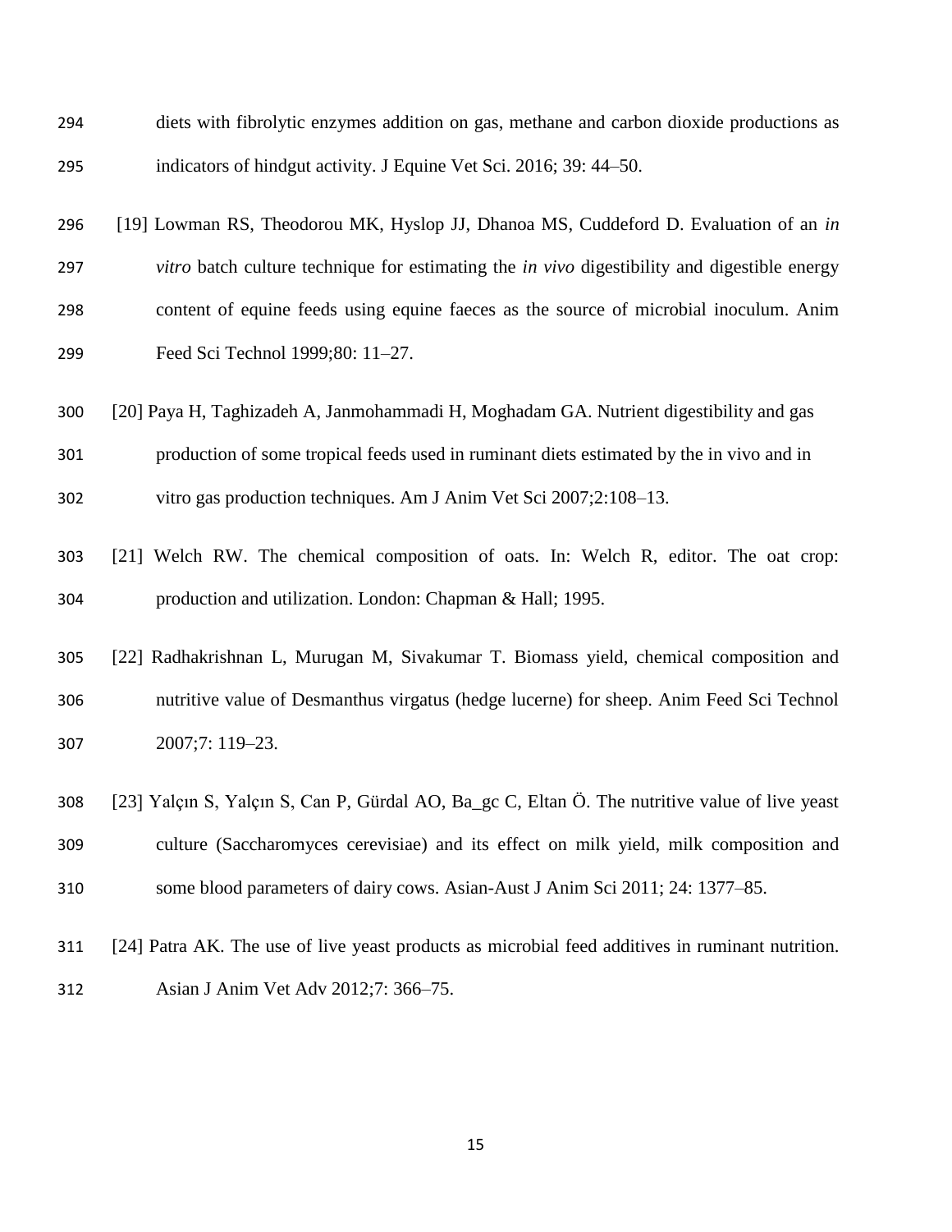diets with fibrolytic enzymes addition on gas, methane and carbon dioxide productions as indicators of hindgut activity. J Equine Vet Sci. 2016; 39: 44–50.

[19] Lowman RS, Theodorou MK, Hyslop JJ, Dhanoa MS, Cuddeford D. Evaluation of an *in vitro* batch culture technique for estimating the *in vivo* digestibility and digestible energy content of equine feeds using equine faeces as the source of microbial inoculum. Anim Feed Sci Technol 1999;80: 11–27.

[20] Paya H, Taghizadeh A, Janmohammadi H, Moghadam GA. Nutrient digestibility and gas production of some tropical feeds used in ruminant diets estimated by the in vivo and in vitro gas production techniques. Am J Anim Vet Sci 2007;2:108–13.

[21] Welch RW. The chemical composition of oats. In: Welch R, editor. The oat crop: production and utilization. London: Chapman & Hall; 1995.

[22] Radhakrishnan L, Murugan M, Sivakumar T. Biomass yield, chemical composition and nutritive value of Desmanthus virgatus (hedge lucerne) for sheep. Anim Feed Sci Technol 2007;7: 119–23.

[23] Yalçın S, Yalçın S, Can P, Gürdal AO, Ba_gc C, Eltan Ö. The nutritive value of live yeast culture (Saccharomyces cerevisiae) and its effect on milk yield, milk composition and some blood parameters of dairy cows. Asian-Aust J Anim Sci 2011; 24: 1377–85.

[24] Patra AK. The use of live yeast products as microbial feed additives in ruminant nutrition. Asian J Anim Vet Adv 2012;7: 366–75.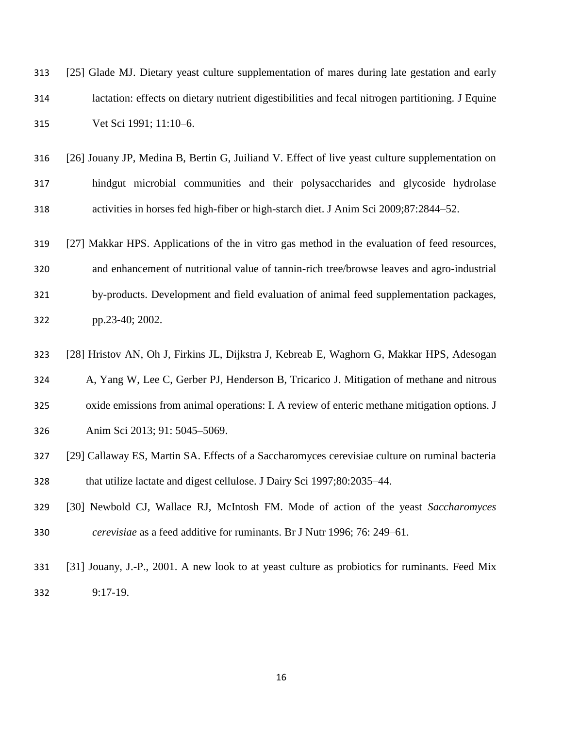[25] Glade MJ. Dietary yeast culture supplementation of mares during late gestation and early lactation: effects on dietary nutrient digestibilities and fecal nitrogen partitioning. J Equine Vet Sci 1991; 11:10–6.

[26] Jouany JP, Medina B, Bertin G, Juiliand V. Effect of live yeast culture supplementation on hindgut microbial communities and their polysaccharides and glycoside hydrolase activities in horses fed high-fiber or high-starch diet. J Anim Sci 2009;87:2844–52.

[27] Makkar HPS. Applications of the in vitro gas method in the evaluation of feed resources, and enhancement of nutritional value of tannin-rich tree/browse leaves and agro-industrial by-products. Development and field evaluation of animal feed supplementation packages, pp.23-40; 2002.

[28] Hristov AN, Oh J, Firkins JL, Dijkstra J, Kebreab E, Waghorn G, Makkar HPS, Adesogan A, Yang W, Lee C, Gerber PJ, Henderson B, Tricarico J. Mitigation of methane and nitrous oxide emissions from animal operations: I. A review of enteric methane mitigation options. J Anim Sci 2013; 91: 5045–5069.

[29] Callaway ES, Martin SA. Effects of a Saccharomyces cerevisiae culture on ruminal bacteria that utilize lactate and digest cellulose. J Dairy Sci 1997;80:2035–44.

[30] Newbold CJ, Wallace RJ, McIntosh FM. Mode of action of the yeast *Saccharomyces cerevisiae* as a feed additive for ruminants. Br J Nutr 1996; 76: 249–61.

[31] Jouany, J.-P., 2001. A new look to at yeast culture as probiotics for ruminants. Feed Mix 9:17-19.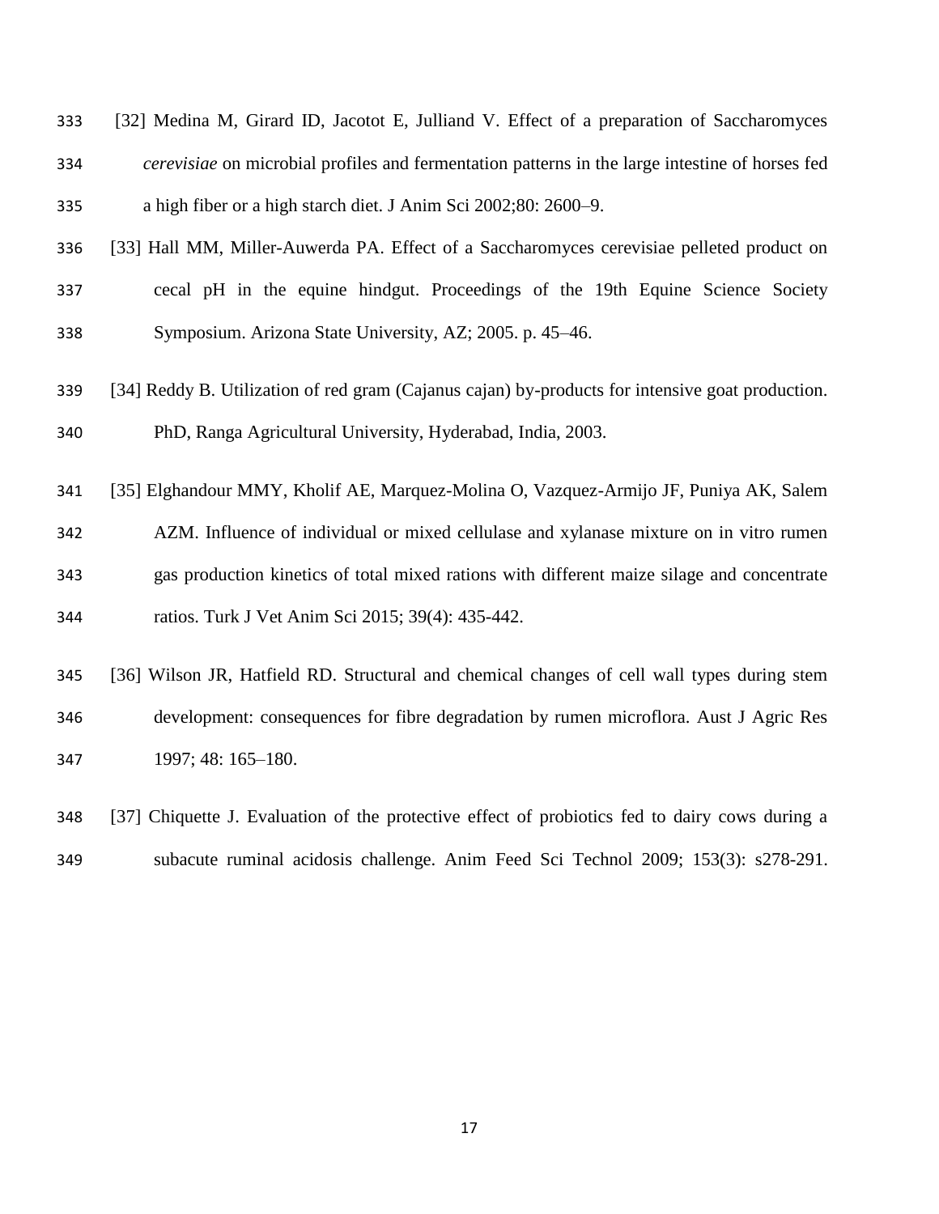[32] Medina M, Girard ID, Jacotot E, Julliand V. Effect of a preparation of Saccharomyces *cerevisiae* on microbial profiles and fermentation patterns in the large intestine of horses fed a high fiber or a high starch diet. J Anim Sci 2002;80: 2600–9.

[33] Hall MM, Miller-Auwerda PA. Effect of a Saccharomyces cerevisiae pelleted product on cecal pH in the equine hindgut. Proceedings of the 19th Equine Science Society Symposium. Arizona State University, AZ; 2005. p. 45–46.

[34] Reddy B. Utilization of red gram (Cajanus cajan) by-products for intensive goat production. PhD, Ranga Agricultural University, Hyderabad, India, 2003.

[35] Elghandour MMY, Kholif AE, Marquez-Molina O, Vazquez-Armijo JF, Puniya AK, Salem AZM. Influence of individual or mixed cellulase and xylanase mixture on in vitro rumen gas production kinetics of total mixed rations with different maize silage and concentrate ratios. Turk J Vet Anim Sci 2015; 39(4): 435-442.

[36] Wilson JR, Hatfield RD. Structural and chemical changes of cell wall types during stem development: consequences for fibre degradation by rumen microflora. Aust J Agric Res 1997; 48: 165–180.

[37] Chiquette J. Evaluation of the protective effect of probiotics fed to dairy cows during a subacute ruminal acidosis challenge. Anim Feed Sci Technol 2009; 153(3): s278-291.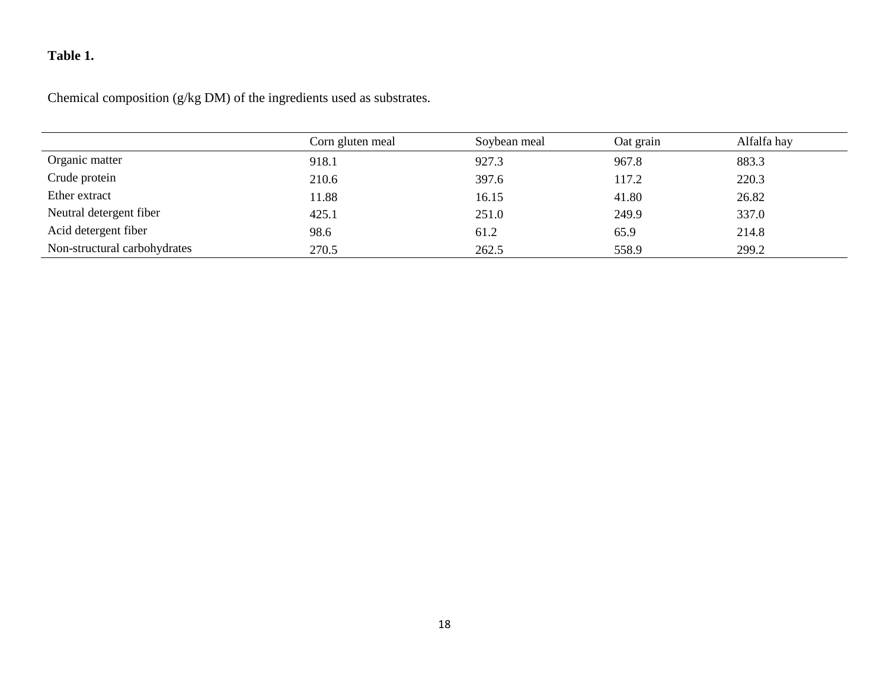**Table 1.**

Chemical composition (g/kg DM) of the ingredients used as substrates.

| | Corn gluten meal | Soybean meal | Oat grain | Alfalfa hay |
|---|---|---|---|---|
| Organic matter | 918.1 | 927.3 | 967.8 | 883.3 |
| Crude protein | 210.6 | 397.6 | 117.2 | 220.3 |
| Ether extract | 11.88 | 16.15 | 41.80 | 26.82 |
| Neutral detergent fiber | 425.1 | 251.0 | 249.9 | 337.0 |
| Acid detergent fiber | 98.6 | 61.2 | 65.9 | 214.8 |
| Non-structural carbohydrates | 270.5 | 262.5 | 558.9 | 299.2 |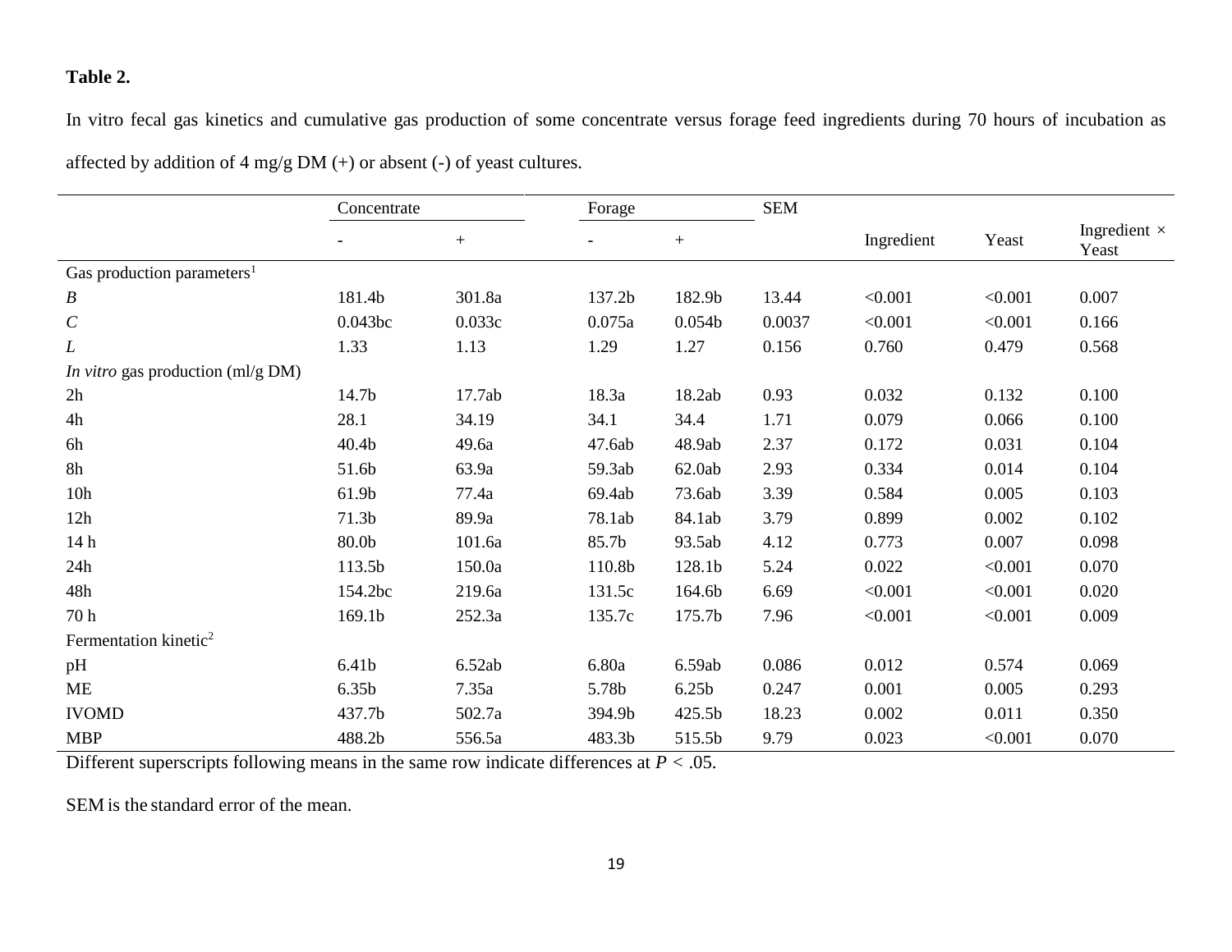**Table 2.**

In vitro fecal gas kinetics and cumulative gas production of some concentrate versus forage feed ingredients during 70 hours of incubation as affected by addition of 4 mg/g DM (+) or absent (-) of yeast cultures.

| | Concentrate | | Forage | | SEM | Ingredient | Yeast | Ingredient × Yeast |
|---|---|---|---|---|---|---|---|---|
| | - | + | - | + | | | | |
| Gas production parameters[1] | | | | | | | | |
| *B* | 181.4b | 301.8a | 137.2b | 182.9b | 13.44 | <0.001 | <0.001 | 0.007 |
| *C* | 0.043bc | 0.033c | 0.075a | 0.054b | 0.0037 | <0.001 | <0.001 | 0.166 |
| *L* | 1.33 | 1.13 | 1.29 | 1.27 | 0.156 | 0.760 | 0.479 | 0.568 |
| *In vitro* gas production (ml/g DM) | | | | | | | | |
| 2h | 14.7b | 17.7ab | 18.3a | 18.2ab | 0.93 | 0.032 | 0.132 | 0.100 |
| 4h | 28.1 | 34.19 | 34.1 | 34.4 | 1.71 | 0.079 | 0.066 | 0.100 |
| 6h | 40.4b | 49.6a | 47.6ab | 48.9ab | 2.37 | 0.172 | 0.031 | 0.104 |
| 8h | 51.6b | 63.9a | 59.3ab | 62.0ab | 2.93 | 0.334 | 0.014 | 0.104 |
| 10h | 61.9b | 77.4a | 69.4ab | 73.6ab | 3.39 | 0.584 | 0.005 | 0.103 |
| 12h | 71.3b | 89.9a | 78.1ab | 84.1ab | 3.79 | 0.899 | 0.002 | 0.102 |
| 14 h | 80.0b | 101.6a | 85.7b | 93.5ab | 4.12 | 0.773 | 0.007 | 0.098 |
| 24h | 113.5b | 150.0a | 110.8b | 128.1b | 5.24 | 0.022 | <0.001 | 0.070 |
| 48h | 154.2bc | 219.6a | 131.5c | 164.6b | 6.69 | <0.001 | <0.001 | 0.020 |
| 70 h | 169.1b | 252.3a | 135.7c | 175.7b | 7.96 | <0.001 | <0.001 | 0.009 |
| Fermentation kinetic[2] | | | | | | | | |
| pH | 6.41b | 6.52ab | 6.80a | 6.59ab | 0.086 | 0.012 | 0.574 | 0.069 |
| ME | 6.35b | 7.35a | 5.78b | 6.25b | 0.247 | 0.001 | 0.005 | 0.293 |
| IVOMD | 437.7b | 502.7a | 394.9b | 425.5b | 18.23 | 0.002 | 0.011 | 0.350 |
| MBP | 488.2b | 556.5a | 483.3b | 515.5b | 9.79 | 0.023 | <0.001 | 0.070 |

Different superscripts following means in the same row indicate differences at $P < .05$.

SEM is the standard error of the mean.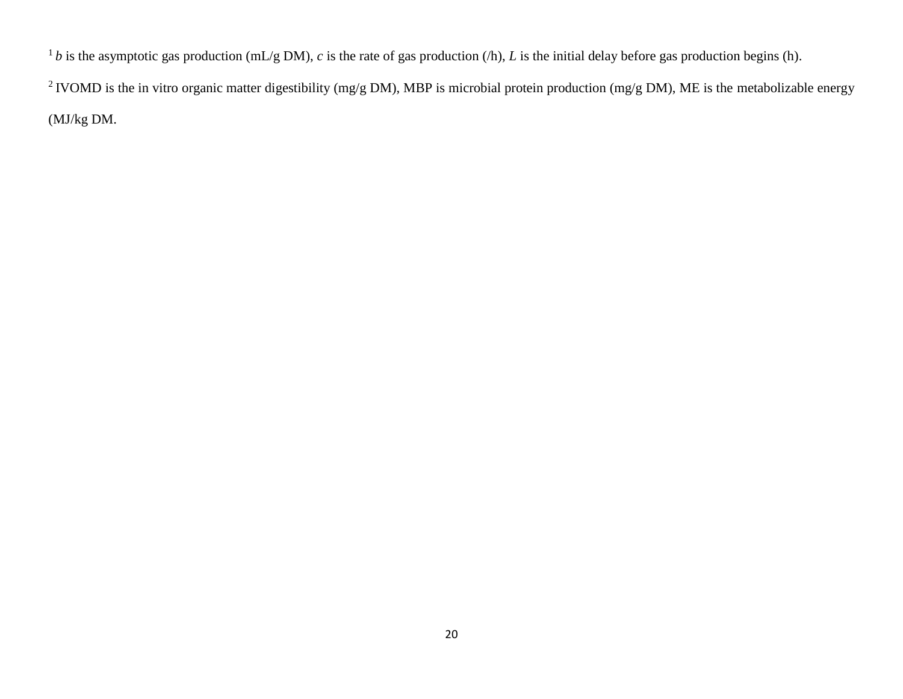[1] *b* is the asymptotic gas production (mL/g DM), *c* is the rate of gas production (/h), *L* is the initial delay before gas production begins (h).

[2] IVOMD is the in vitro organic matter digestibility (mg/g DM), MBP is microbial protein production (mg/g DM), ME is the metabolizable energy (MJ/kg DM.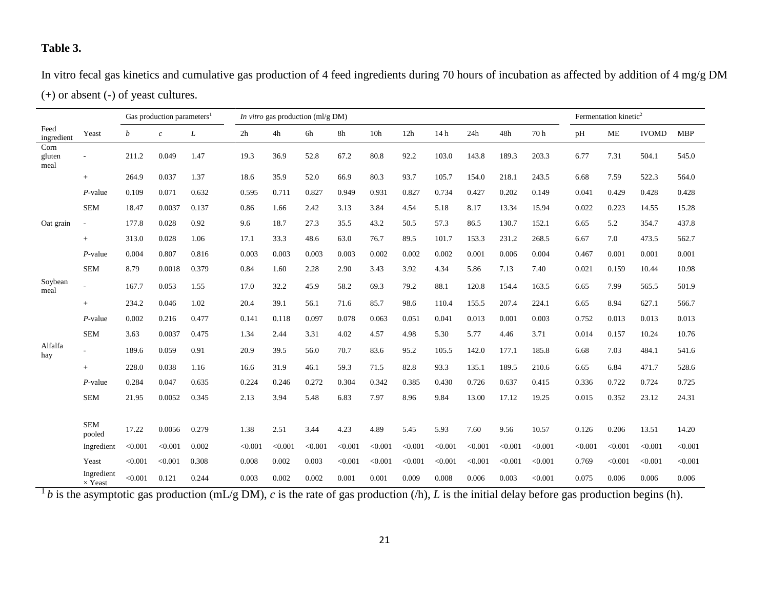**Table 3.**

In vitro fecal gas kinetics and cumulative gas production of 4 feed ingredients during 70 hours of incubation as affected by addition of 4 mg/g DM (+) or absent (-) of yeast cultures.

| | | Gas production parameters[1] | | | *In vitro* gas production (ml/g DM) | | | | | | | | | | Fermentation kinetic[2] | | | |
|---|---|---|---|---|---|---|---|---|---|---|---|---|---|---|---|---|---|---|
| Feed ingredient | Yeast | *b* | *c* | *L* | 2h | 4h | 6h | 8h | 10h | 12h | 14 h | 24h | 48h | 70 h | pH | ME | IVOMD | MBP |
| Corn gluten meal | - | 211.2 | 0.049 | 1.47 | 19.3 | 36.9 | 52.8 | 67.2 | 80.8 | 92.2 | 103.0 | 143.8 | 189.3 | 203.3 | 6.77 | 7.31 | 504.1 | 545.0 |
| | + | 264.9 | 0.037 | 1.37 | 18.6 | 35.9 | 52.0 | 66.9 | 80.3 | 93.7 | 105.7 | 154.0 | 218.1 | 243.5 | 6.68 | 7.59 | 522.3 | 564.0 |
| | *P*-value | 0.109 | 0.071 | 0.632 | 0.595 | 0.711 | 0.827 | 0.949 | 0.931 | 0.827 | 0.734 | 0.427 | 0.202 | 0.149 | 0.041 | 0.429 | 0.428 | 0.428 |
| | SEM | 18.47 | 0.0037 | 0.137 | 0.86 | 1.66 | 2.42 | 3.13 | 3.84 | 4.54 | 5.18 | 8.17 | 13.34 | 15.94 | 0.022 | 0.223 | 14.55 | 15.28 |
| Oat grain | - | 177.8 | 0.028 | 0.92 | 9.6 | 18.7 | 27.3 | 35.5 | 43.2 | 50.5 | 57.3 | 86.5 | 130.7 | 152.1 | 6.65 | 5.2 | 354.7 | 437.8 |
| | + | 313.0 | 0.028 | 1.06 | 17.1 | 33.3 | 48.6 | 63.0 | 76.7 | 89.5 | 101.7 | 153.3 | 231.2 | 268.5 | 6.67 | 7.0 | 473.5 | 562.7 |
| | *P*-value | 0.004 | 0.807 | 0.816 | 0.003 | 0.003 | 0.003 | 0.003 | 0.002 | 0.002 | 0.002 | 0.001 | 0.006 | 0.004 | 0.467 | 0.001 | 0.001 | 0.001 |
| | SEM | 8.79 | 0.0018 | 0.379 | 0.84 | 1.60 | 2.28 | 2.90 | 3.43 | 3.92 | 4.34 | 5.86 | 7.13 | 7.40 | 0.021 | 0.159 | 10.44 | 10.98 |
| Soybean meal | - | 167.7 | 0.053 | 1.55 | 17.0 | 32.2 | 45.9 | 58.2 | 69.3 | 79.2 | 88.1 | 120.8 | 154.4 | 163.5 | 6.65 | 7.99 | 565.5 | 501.9 |
| | + | 234.2 | 0.046 | 1.02 | 20.4 | 39.1 | 56.1 | 71.6 | 85.7 | 98.6 | 110.4 | 155.5 | 207.4 | 224.1 | 6.65 | 8.94 | 627.1 | 566.7 |
| | *P*-value | 0.002 | 0.216 | 0.477 | 0.141 | 0.118 | 0.097 | 0.078 | 0.063 | 0.051 | 0.041 | 0.013 | 0.001 | 0.003 | 0.752 | 0.013 | 0.013 | 0.013 |
| | SEM | 3.63 | 0.0037 | 0.475 | 1.34 | 2.44 | 3.31 | 4.02 | 4.57 | 4.98 | 5.30 | 5.77 | 4.46 | 3.71 | 0.014 | 0.157 | 10.24 | 10.76 |
| Alfalfa hay | - | 189.6 | 0.059 | 0.91 | 20.9 | 39.5 | 56.0 | 70.7 | 83.6 | 95.2 | 105.5 | 142.0 | 177.1 | 185.8 | 6.68 | 7.03 | 484.1 | 541.6 |
| | + | 228.0 | 0.038 | 1.16 | 16.6 | 31.9 | 46.1 | 59.3 | 71.5 | 82.8 | 93.3 | 135.1 | 189.5 | 210.6 | 6.65 | 6.84 | 471.7 | 528.6 |
| | *P*-value | 0.284 | 0.047 | 0.635 | 0.224 | 0.246 | 0.272 | 0.304 | 0.342 | 0.385 | 0.430 | 0.726 | 0.637 | 0.415 | 0.336 | 0.722 | 0.724 | 0.725 |
| | SEM | 21.95 | 0.0052 | 0.345 | 2.13 | 3.94 | 5.48 | 6.83 | 7.97 | 8.96 | 9.84 | 13.00 | 17.12 | 19.25 | 0.015 | 0.352 | 23.12 | 24.31 |
| | SEM pooled | 17.22 | 0.0056 | 0.279 | 1.38 | 2.51 | 3.44 | 4.23 | 4.89 | 5.45 | 5.93 | 7.60 | 9.56 | 10.57 | 0.126 | 0.206 | 13.51 | 14.20 |
| | Ingredient | <0.001 | <0.001 | 0.002 | <0.001 | <0.001 | <0.001 | <0.001 | <0.001 | <0.001 | <0.001 | <0.001 | <0.001 | <0.001 | <0.001 | <0.001 | <0.001 | <0.001 |
| | Yeast | <0.001 | <0.001 | 0.308 | 0.008 | 0.002 | 0.003 | <0.001 | <0.001 | <0.001 | <0.001 | <0.001 | <0.001 | <0.001 | 0.769 | <0.001 | <0.001 | <0.001 |
| | Ingredient × Yeast | <0.001 | 0.121 | 0.244 | 0.003 | 0.002 | 0.002 | 0.001 | 0.001 | 0.009 | 0.008 | 0.006 | 0.003 | <0.001 | 0.075 | 0.006 | 0.006 | 0.006 |

[1] *b* is the asymptotic gas production (mL/g DM), *c* is the rate of gas production (/h), *L* is the initial delay before gas production begins (h).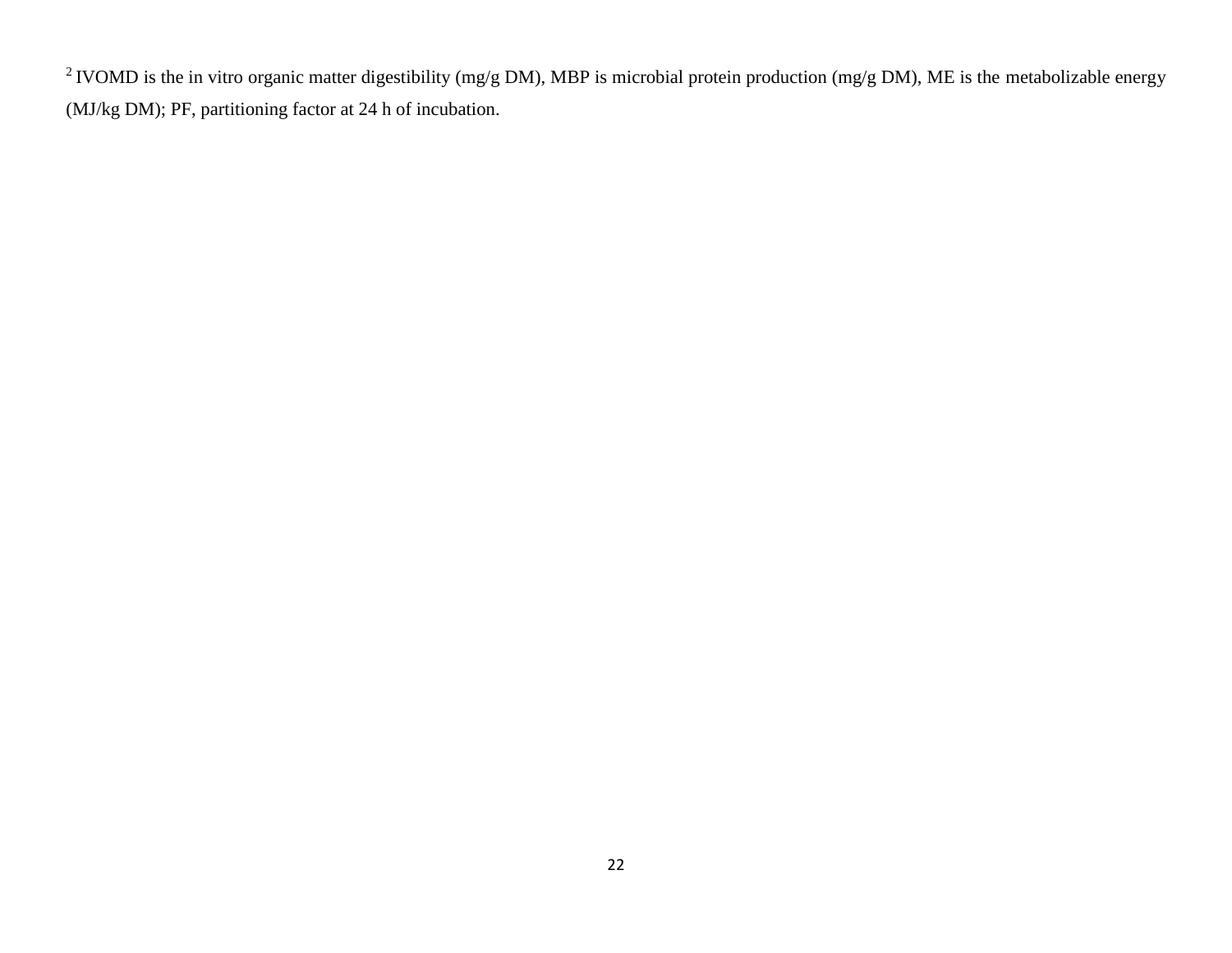[2] IVOMD is the in vitro organic matter digestibility (mg/g DM), MBP is microbial protein production (mg/g DM), ME is the metabolizable energy (MJ/kg DM); PF, partitioning factor at 24 h of incubation.